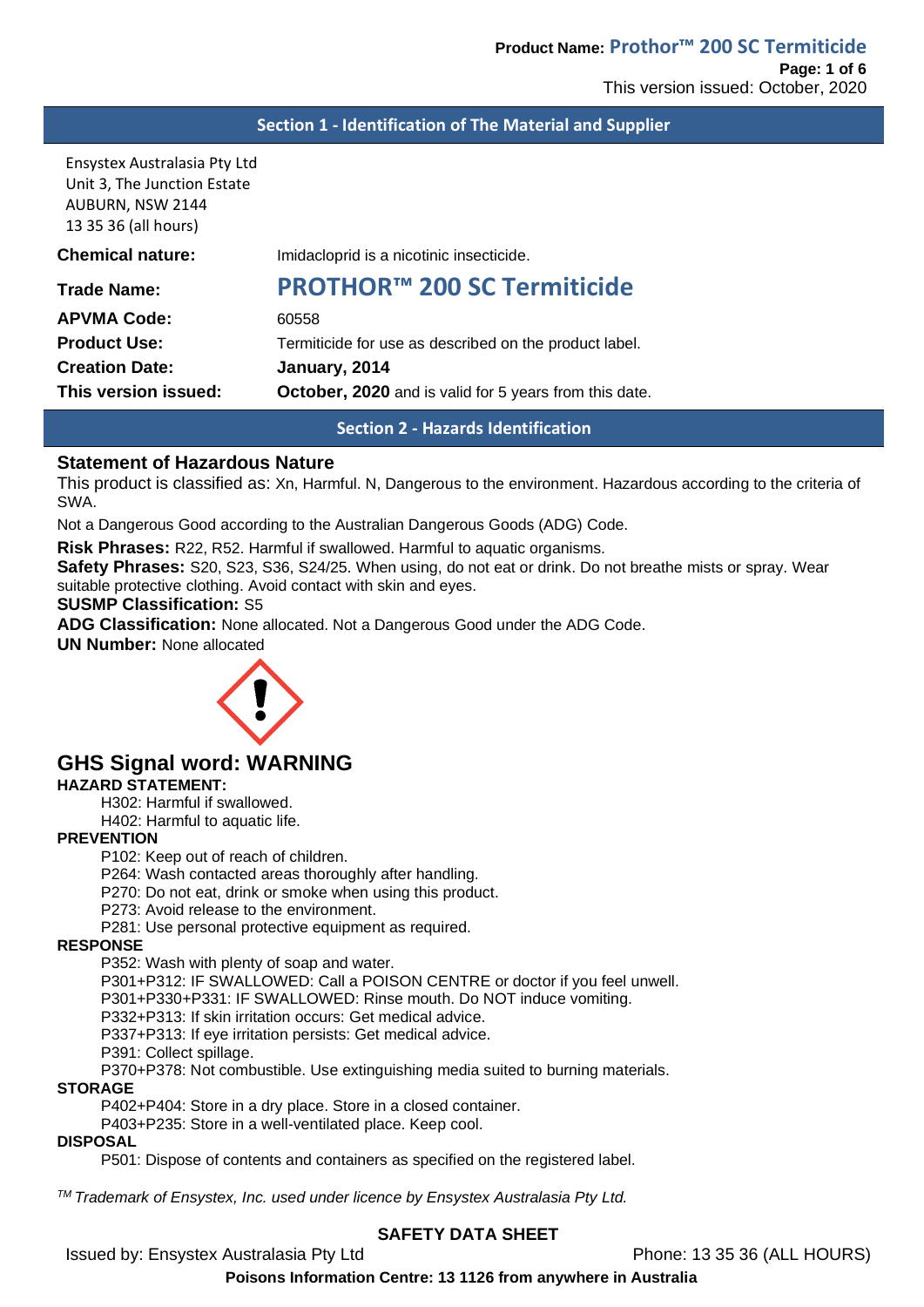## Section 1 - Identification of The Material and Supplier

Ensystex Australasia Pty Ltd
Unit 3, The Junction Estate
AUBURN, NSW 2144
13 35 36 (all hours)

**Chemical nature:** Imidacloprid is a nicotinic insecticide.

**Trade Name:** PROTHOR™ 200 SC Termiticide

**APVMA Code:** 60558

**Product Use:** Termiticide for use as described on the product label.

**Creation Date:** **January, 2014**

**This version issued:** **October, 2020** and is valid for 5 years from this date.

## Section 2 - Hazards Identification

### Statement of Hazardous Nature

This product is classified as: Xn, Harmful. N, Dangerous to the environment. Hazardous according to the criteria of SWA.

Not a Dangerous Good according to the Australian Dangerous Goods (ADG) Code.

**Risk Phrases:** R22, R52. Harmful if swallowed. Harmful to aquatic organisms.

**Safety Phrases:** S20, S23, S36, S24/25. When using, do not eat or drink. Do not breathe mists or spray. Wear suitable protective clothing. Avoid contact with skin and eyes.

**SUSMP Classification:** S5

**ADG Classification:** None allocated. Not a Dangerous Good under the ADG Code.

**UN Number:** None allocated

### GHS Signal word: WARNING

**HAZARD STATEMENT:**

H302: Harmful if swallowed.
H402: Harmful to aquatic life.

**PREVENTION**

P102: Keep out of reach of children.
P264: Wash contacted areas thoroughly after handling.
P270: Do not eat, drink or smoke when using this product.
P273: Avoid release to the environment.
P281: Use personal protective equipment as required.

**RESPONSE**

P352: Wash with plenty of soap and water.
P301+P312: IF SWALLOWED: Call a POISON CENTRE or doctor if you feel unwell.
P301+P330+P331: IF SWALLOWED: Rinse mouth. Do NOT induce vomiting.
P332+P313: If skin irritation occurs: Get medical advice.
P337+P313: If eye irritation persists: Get medical advice.
P391: Collect spillage.
P370+P378: Not combustible. Use extinguishing media suited to burning materials.

**STORAGE**

P402+P404: Store in a dry place. Store in a closed container.
P403+P235: Store in a well-ventilated place. Keep cool.

**DISPOSAL**

P501: Dispose of contents and containers as specified on the registered label.

*TM Trademark of Ensystex, Inc. used under licence by Ensystex Australasia Pty Ltd.*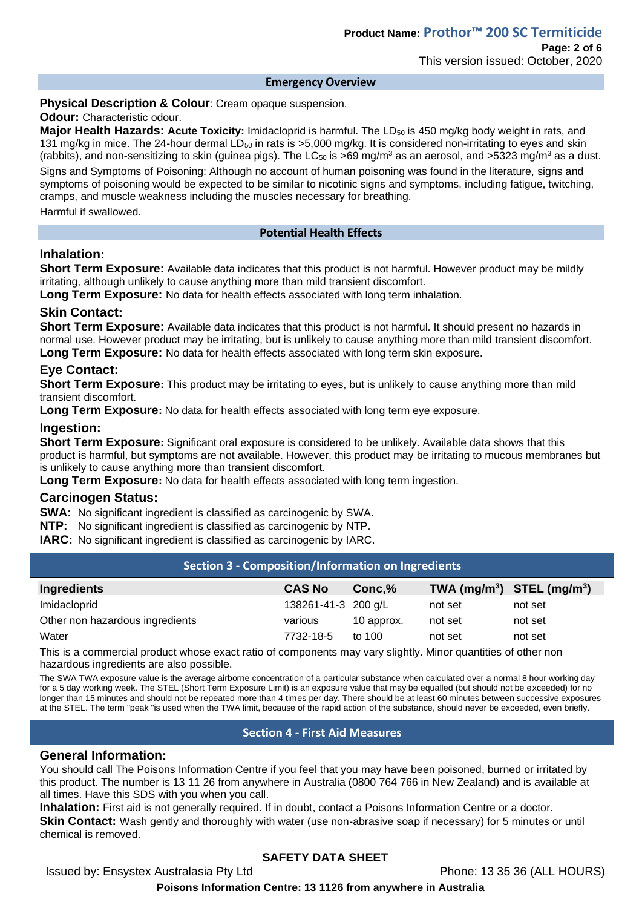## Emergency Overview

**Physical Description & Colour**: Cream opaque suspension.

**Odour:** Characteristic odour.

**Major Health Hazards: Acute Toxicity:** Imidacloprid is harmful. The $LD_{50}$ is 450 mg/kg body weight in rats, and 131 mg/kg in mice. The 24-hour dermal $LD_{50}$ in rats is >5,000 mg/kg. It is considered non-irritating to eyes and skin (rabbits), and non-sensitizing to skin (guinea pigs). The $LC_{50}$ is >69 mg/m$^3$ as an aerosol, and >5323 mg/m$^3$ as a dust.

Signs and Symptoms of Poisoning: Although no account of human poisoning was found in the literature, signs and symptoms of poisoning would be expected to be similar to nicotinic signs and symptoms, including fatigue, twitching, cramps, and muscle weakness including the muscles necessary for breathing.

Harmful if swallowed.

## Potential Health Effects

### Inhalation:

**Short Term Exposure:** Available data indicates that this product is not harmful. However product may be mildly irritating, although unlikely to cause anything more than mild transient discomfort.

**Long Term Exposure:** No data for health effects associated with long term inhalation.

### Skin Contact:

**Short Term Exposure:** Available data indicates that this product is not harmful. It should present no hazards in normal use. However product may be irritating, but is unlikely to cause anything more than mild transient discomfort.

**Long Term Exposure:** No data for health effects associated with long term skin exposure.

### Eye Contact:

**Short Term Exposure:** This product may be irritating to eyes, but is unlikely to cause anything more than mild transient discomfort.

**Long Term Exposure:** No data for health effects associated with long term eye exposure.

### Ingestion:

**Short Term Exposure:** Significant oral exposure is considered to be unlikely. Available data shows that this product is harmful, but symptoms are not available. However, this product may be irritating to mucous membranes but is unlikely to cause anything more than transient discomfort.

**Long Term Exposure:** No data for health effects associated with long term ingestion.

### Carcinogen Status:

**SWA:** No significant ingredient is classified as carcinogenic by SWA.

**NTP:** No significant ingredient is classified as carcinogenic by NTP.

**IARC:** No significant ingredient is classified as carcinogenic by IARC.

## Section 3 - Composition/Information on Ingredients

| Ingredients | CAS No | Conc,% | TWA (mg/m$^3$) | STEL (mg/m$^3$) |
|---|---|---|---|---|
| Imidacloprid | 138261-41-3 | 200 g/L | not set | not set |
| Other non hazardous ingredients | various | 10 approx. | not set | not set |
| Water | 7732-18-5 | to 100 | not set | not set |

This is a commercial product whose exact ratio of components may vary slightly. Minor quantities of other non hazardous ingredients are also possible.

The SWA TWA exposure value is the average airborne concentration of a particular substance when calculated over a normal 8 hour working day for a 5 day working week. The STEL (Short Term Exposure Limit) is an exposure value that may be equalled (but should not be exceeded) for no longer than 15 minutes and should not be repeated more than 4 times per day. There should be at least 60 minutes between successive exposures at the STEL. The term "peak "is used when the TWA limit, because of the rapid action of the substance, should never be exceeded, even briefly.

## Section 4 - First Aid Measures

### General Information:

You should call The Poisons Information Centre if you feel that you may have been poisoned, burned or irritated by this product. The number is 13 11 26 from anywhere in Australia (0800 764 766 in New Zealand) and is available at all times. Have this SDS with you when you call.

**Inhalation:** First aid is not generally required. If in doubt, contact a Poisons Information Centre or a doctor.

**Skin Contact:** Wash gently and thoroughly with water (use non-abrasive soap if necessary) for 5 minutes or until chemical is removed.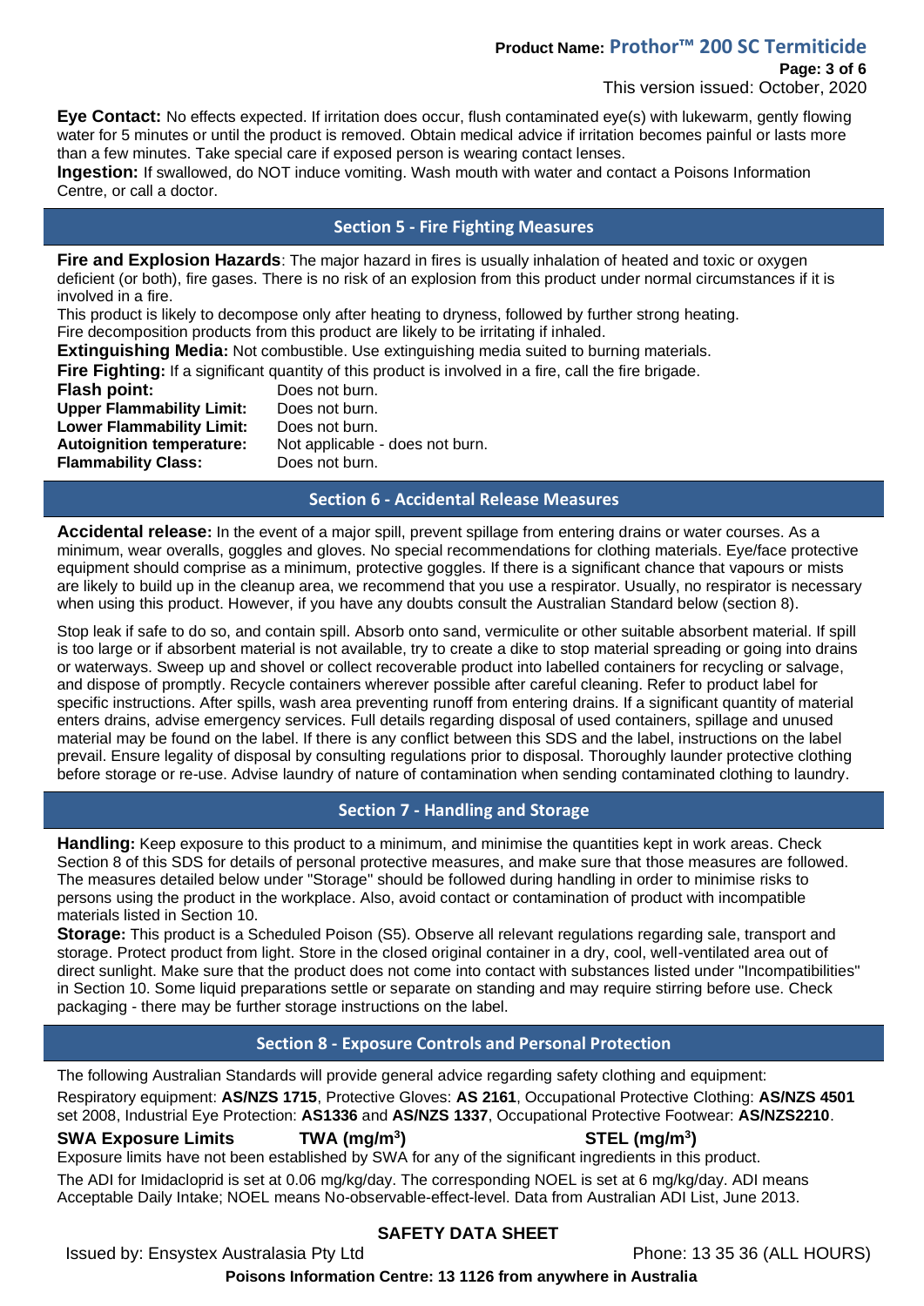**Eye Contact:** No effects expected. If irritation does occur, flush contaminated eye(s) with lukewarm, gently flowing water for 5 minutes or until the product is removed. Obtain medical advice if irritation becomes painful or lasts more than a few minutes. Take special care if exposed person is wearing contact lenses.
**Ingestion:** If swallowed, do NOT induce vomiting. Wash mouth with water and contact a Poisons Information Centre, or call a doctor.

## Section 5 - Fire Fighting Measures

**Fire and Explosion Hazards**: The major hazard in fires is usually inhalation of heated and toxic or oxygen deficient (or both), fire gases. There is no risk of an explosion from this product under normal circumstances if it is involved in a fire.
This product is likely to decompose only after heating to dryness, followed by further strong heating.
Fire decomposition products from this product are likely to be irritating if inhaled.
**Extinguishing Media:** Not combustible. Use extinguishing media suited to burning materials.
**Fire Fighting:** If a significant quantity of this product is involved in a fire, call the fire brigade.

| | |
|---|---|
| **Flash point:** | Does not burn. |
| **Upper Flammability Limit:** | Does not burn. |
| **Lower Flammability Limit:** | Does not burn. |
| **Autoignition temperature:** | Not applicable - does not burn. |
| **Flammability Class:** | Does not burn. |

## Section 6 - Accidental Release Measures

**Accidental release:** In the event of a major spill, prevent spillage from entering drains or water courses. As a minimum, wear overalls, goggles and gloves. No special recommendations for clothing materials. Eye/face protective equipment should comprise as a minimum, protective goggles. If there is a significant chance that vapours or mists are likely to build up in the cleanup area, we recommend that you use a respirator. Usually, no respirator is necessary when using this product. However, if you have any doubts consult the Australian Standard below (section 8).

Stop leak if safe to do so, and contain spill. Absorb onto sand, vermiculite or other suitable absorbent material. If spill is too large or if absorbent material is not available, try to create a dike to stop material spreading or going into drains or waterways. Sweep up and shovel or collect recoverable product into labelled containers for recycling or salvage, and dispose of promptly. Recycle containers wherever possible after careful cleaning. Refer to product label for specific instructions. After spills, wash area preventing runoff from entering drains. If a significant quantity of material enters drains, advise emergency services. Full details regarding disposal of used containers, spillage and unused material may be found on the label. If there is any conflict between this SDS and the label, instructions on the label prevail. Ensure legality of disposal by consulting regulations prior to disposal. Thoroughly launder protective clothing before storage or re-use. Advise laundry of nature of contamination when sending contaminated clothing to laundry.

## Section 7 - Handling and Storage

**Handling:** Keep exposure to this product to a minimum, and minimise the quantities kept in work areas. Check Section 8 of this SDS for details of personal protective measures, and make sure that those measures are followed. The measures detailed below under "Storage" should be followed during handling in order to minimise risks to persons using the product in the workplace. Also, avoid contact or contamination of product with incompatible materials listed in Section 10.
**Storage:** This product is a Scheduled Poison (S5). Observe all relevant regulations regarding sale, transport and storage. Protect product from light. Store in the closed original container in a dry, cool, well-ventilated area out of direct sunlight. Make sure that the product does not come into contact with substances listed under "Incompatibilities" in Section 10. Some liquid preparations settle or separate on standing and may require stirring before use. Check packaging - there may be further storage instructions on the label.

## Section 8 - Exposure Controls and Personal Protection

The following Australian Standards will provide general advice regarding safety clothing and equipment:
Respiratory equipment: **AS/NZS 1715**, Protective Gloves: **AS 2161**, Occupational Protective Clothing: **AS/NZS 4501** set 2008, Industrial Eye Protection: **AS1336** and **AS/NZS 1337**, Occupational Protective Footwear: **AS/NZS2210**.

| **SWA Exposure Limits** | **TWA (mg/m$^3$)** | **STEL (mg/m$^3$)** |
|---|---|---|

Exposure limits have not been established by SWA for any of the significant ingredients in this product.

The ADI for Imidacloprid is set at 0.06 mg/kg/day. The corresponding NOEL is set at 6 mg/kg/day. ADI means Acceptable Daily Intake; NOEL means No-observable-effect-level. Data from Australian ADI List, June 2013.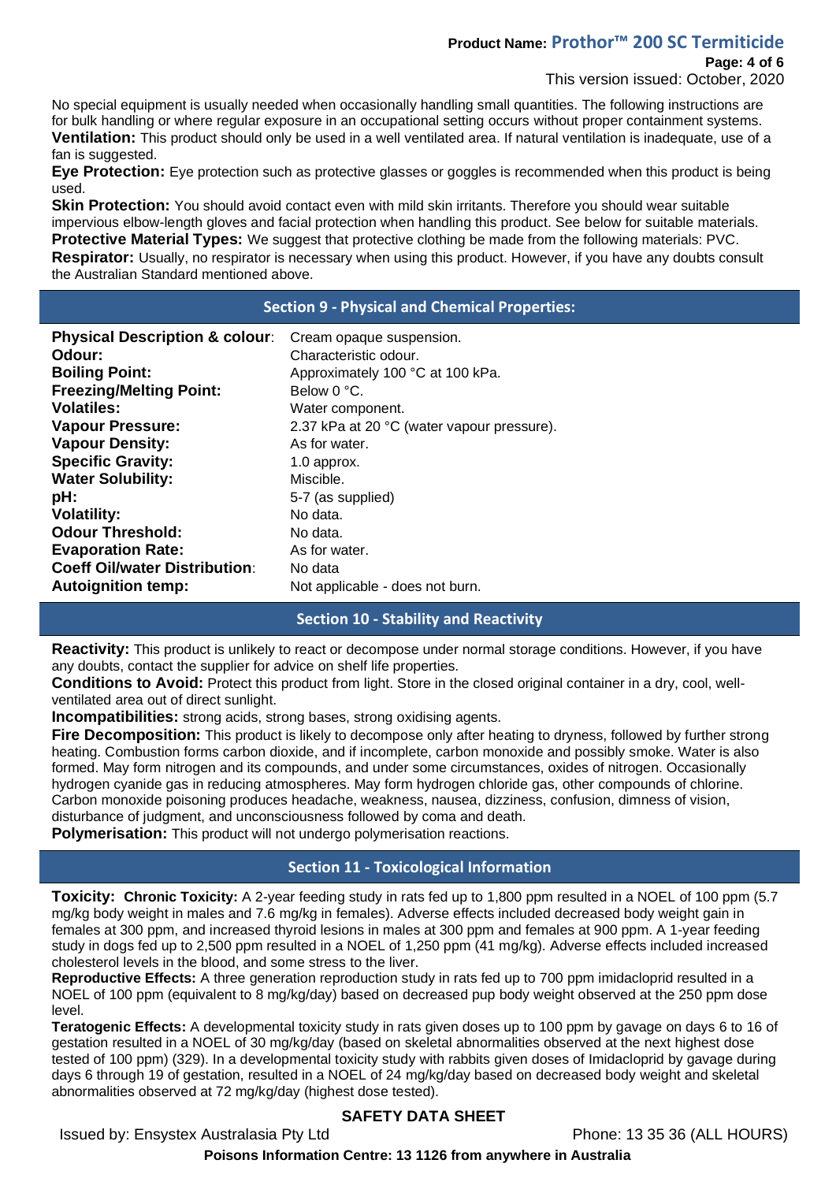No special equipment is usually needed when occasionally handling small quantities. The following instructions are for bulk handling or where regular exposure in an occupational setting occurs without proper containment systems.

**Ventilation:** This product should only be used in a well ventilated area. If natural ventilation is inadequate, use of a fan is suggested.

**Eye Protection:** Eye protection such as protective glasses or goggles is recommended when this product is being used.

**Skin Protection:** You should avoid contact even with mild skin irritants. Therefore you should wear suitable impervious elbow-length gloves and facial protection when handling this product. See below for suitable materials.

**Protective Material Types:** We suggest that protective clothing be made from the following materials: PVC.

**Respirator:** Usually, no respirator is necessary when using this product. However, if you have any doubts consult the Australian Standard mentioned above.

## Section 9 - Physical and Chemical Properties:

| | |
|---|---|
| **Physical Description & colour**: | Cream opaque suspension. |
| **Odour:** | Characteristic odour. |
| **Boiling Point:** | Approximately 100 °C at 100 kPa. |
| **Freezing/Melting Point:** | Below 0 °C. |
| **Volatiles:** | Water component. |
| **Vapour Pressure:** | 2.37 kPa at 20 °C (water vapour pressure). |
| **Vapour Density:** | As for water. |
| **Specific Gravity:** | 1.0 approx. |
| **Water Solubility:** | Miscible. |
| **pH:** | 5-7 (as supplied) |
| **Volatility:** | No data. |
| **Odour Threshold:** | No data. |
| **Evaporation Rate:** | As for water. |
| **Coeff Oil/water Distribution**: | No data |
| **Autoignition temp:** | Not applicable - does not burn. |

## Section 10 - Stability and Reactivity

**Reactivity:** This product is unlikely to react or decompose under normal storage conditions. However, if you have any doubts, contact the supplier for advice on shelf life properties.

**Conditions to Avoid:** Protect this product from light. Store in the closed original container in a dry, cool, well-ventilated area out of direct sunlight.

**Incompatibilities:** strong acids, strong bases, strong oxidising agents.

**Fire Decomposition:** This product is likely to decompose only after heating to dryness, followed by further strong heating. Combustion forms carbon dioxide, and if incomplete, carbon monoxide and possibly smoke. Water is also formed. May form nitrogen and its compounds, and under some circumstances, oxides of nitrogen. Occasionally hydrogen cyanide gas in reducing atmospheres. May form hydrogen chloride gas, other compounds of chlorine. Carbon monoxide poisoning produces headache, weakness, nausea, dizziness, confusion, dimness of vision, disturbance of judgment, and unconsciousness followed by coma and death.

**Polymerisation:** This product will not undergo polymerisation reactions.

## Section 11 - Toxicological Information

**Toxicity: Chronic Toxicity:** A 2-year feeding study in rats fed up to 1,800 ppm resulted in a NOEL of 100 ppm (5.7 mg/kg body weight in males and 7.6 mg/kg in females). Adverse effects included decreased body weight gain in females at 300 ppm, and increased thyroid lesions in males at 300 ppm and females at 900 ppm. A 1-year feeding study in dogs fed up to 2,500 ppm resulted in a NOEL of 1,250 ppm (41 mg/kg). Adverse effects included increased cholesterol levels in the blood, and some stress to the liver.

**Reproductive Effects:** A three generation reproduction study in rats fed up to 700 ppm imidacloprid resulted in a NOEL of 100 ppm (equivalent to 8 mg/kg/day) based on decreased pup body weight observed at the 250 ppm dose level.

**Teratogenic Effects:** A developmental toxicity study in rats given doses up to 100 ppm by gavage on days 6 to 16 of gestation resulted in a NOEL of 30 mg/kg/day (based on skeletal abnormalities observed at the next highest dose tested of 100 ppm) (329). In a developmental toxicity study with rabbits given doses of Imidacloprid by gavage during days 6 through 19 of gestation, resulted in a NOEL of 24 mg/kg/day based on decreased body weight and skeletal abnormalities observed at 72 mg/kg/day (highest dose tested).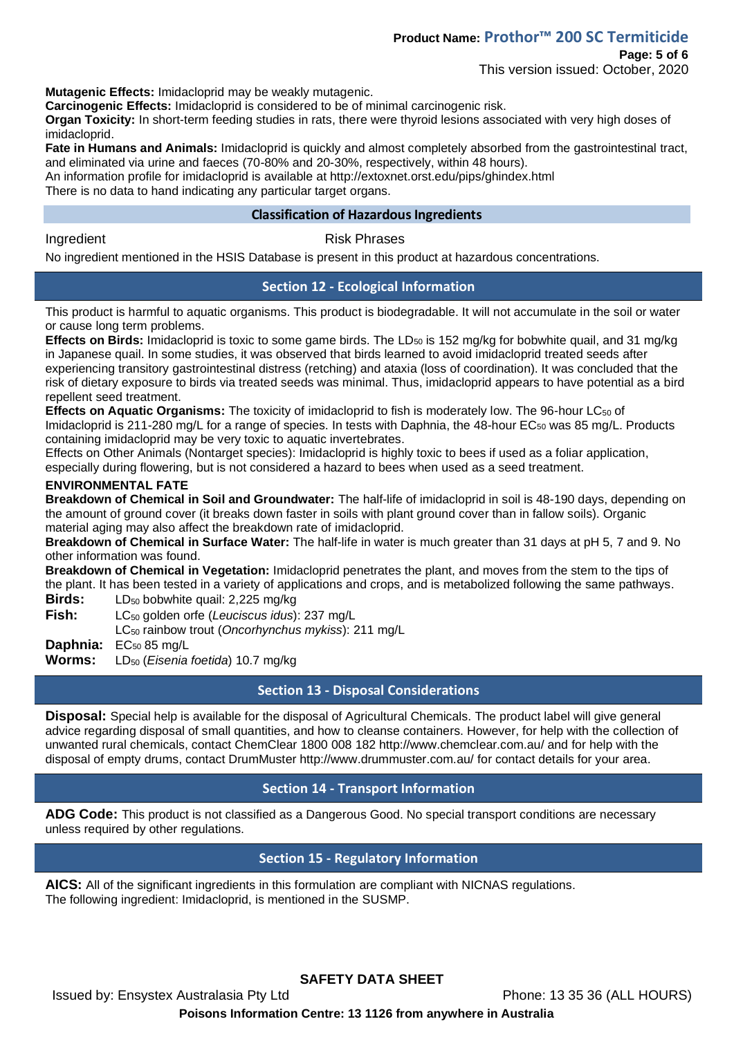**Mutagenic Effects:** Imidacloprid may be weakly mutagenic.
**Carcinogenic Effects:** Imidacloprid is considered to be of minimal carcinogenic risk.
**Organ Toxicity:** In short-term feeding studies in rats, there were thyroid lesions associated with very high doses of imidacloprid.
**Fate in Humans and Animals:** Imidacloprid is quickly and almost completely absorbed from the gastrointestinal tract, and eliminated via urine and faeces (70-80% and 20-30%, respectively, within 48 hours).
An information profile for imidacloprid is available at http://extoxnet.orst.edu/pips/ghindex.html
There is no data to hand indicating any particular target organs.

### Classification of Hazardous Ingredients

| Ingredient | Risk Phrases |
|---|---|

No ingredient mentioned in the HSIS Database is present in this product at hazardous concentrations.

## Section 12 - Ecological Information

This product is harmful to aquatic organisms. This product is biodegradable. It will not accumulate in the soil or water or cause long term problems.
**Effects on Birds:** Imidacloprid is toxic to some game birds. The $LD_{50}$ is 152 mg/kg for bobwhite quail, and 31 mg/kg in Japanese quail. In some studies, it was observed that birds learned to avoid imidacloprid treated seeds after experiencing transitory gastrointestinal distress (retching) and ataxia (loss of coordination). It was concluded that the risk of dietary exposure to birds via treated seeds was minimal. Thus, imidacloprid appears to have potential as a bird repellent seed treatment.
**Effects on Aquatic Organisms:** The toxicity of imidacloprid to fish is moderately low. The 96-hour $LC_{50}$ of Imidacloprid is 211-280 mg/L for a range of species. In tests with Daphnia, the 48-hour $EC_{50}$ was 85 mg/L. Products containing imidacloprid may be very toxic to aquatic invertebrates.
Effects on Other Animals (Nontarget species): Imidacloprid is highly toxic to bees if used as a foliar application, especially during flowering, but is not considered a hazard to bees when used as a seed treatment.

**ENVIRONMENTAL FATE**
**Breakdown of Chemical in Soil and Groundwater:** The half-life of imidacloprid in soil is 48-190 days, depending on the amount of ground cover (it breaks down faster in soils with plant ground cover than in fallow soils). Organic material aging may also affect the breakdown rate of imidacloprid.
**Breakdown of Chemical in Surface Water:** The half-life in water is much greater than 31 days at pH 5, 7 and 9. No other information was found.
**Breakdown of Chemical in Vegetation:** Imidacloprid penetrates the plant, and moves from the stem to the tips of the plant. It has been tested in a variety of applications and crops, and is metabolized following the same pathways.

**Birds:** $LD_{50}$ bobwhite quail: 2,225 mg/kg
**Fish:** $LC_{50}$ golden orfe (*Leuciscus idus*): 237 mg/L
$LC_{50}$ rainbow trout (*Oncorhynchus mykiss*): 211 mg/L
**Daphnia:** $EC_{50}$ 85 mg/L
**Worms:** $LD_{50}$ (*Eisenia foetida*) 10.7 mg/kg

## Section 13 - Disposal Considerations

**Disposal:** Special help is available for the disposal of Agricultural Chemicals. The product label will give general advice regarding disposal of small quantities, and how to cleanse containers. However, for help with the collection of unwanted rural chemicals, contact ChemClear 1800 008 182 http://www.chemclear.com.au/ and for help with the disposal of empty drums, contact DrumMuster http://www.drummuster.com.au/ for contact details for your area.

## Section 14 - Transport Information

**ADG Code:** This product is not classified as a Dangerous Good. No special transport conditions are necessary unless required by other regulations.

## Section 15 - Regulatory Information

**AICS:** All of the significant ingredients in this formulation are compliant with NICNAS regulations.
The following ingredient: Imidacloprid, is mentioned in the SUSMP.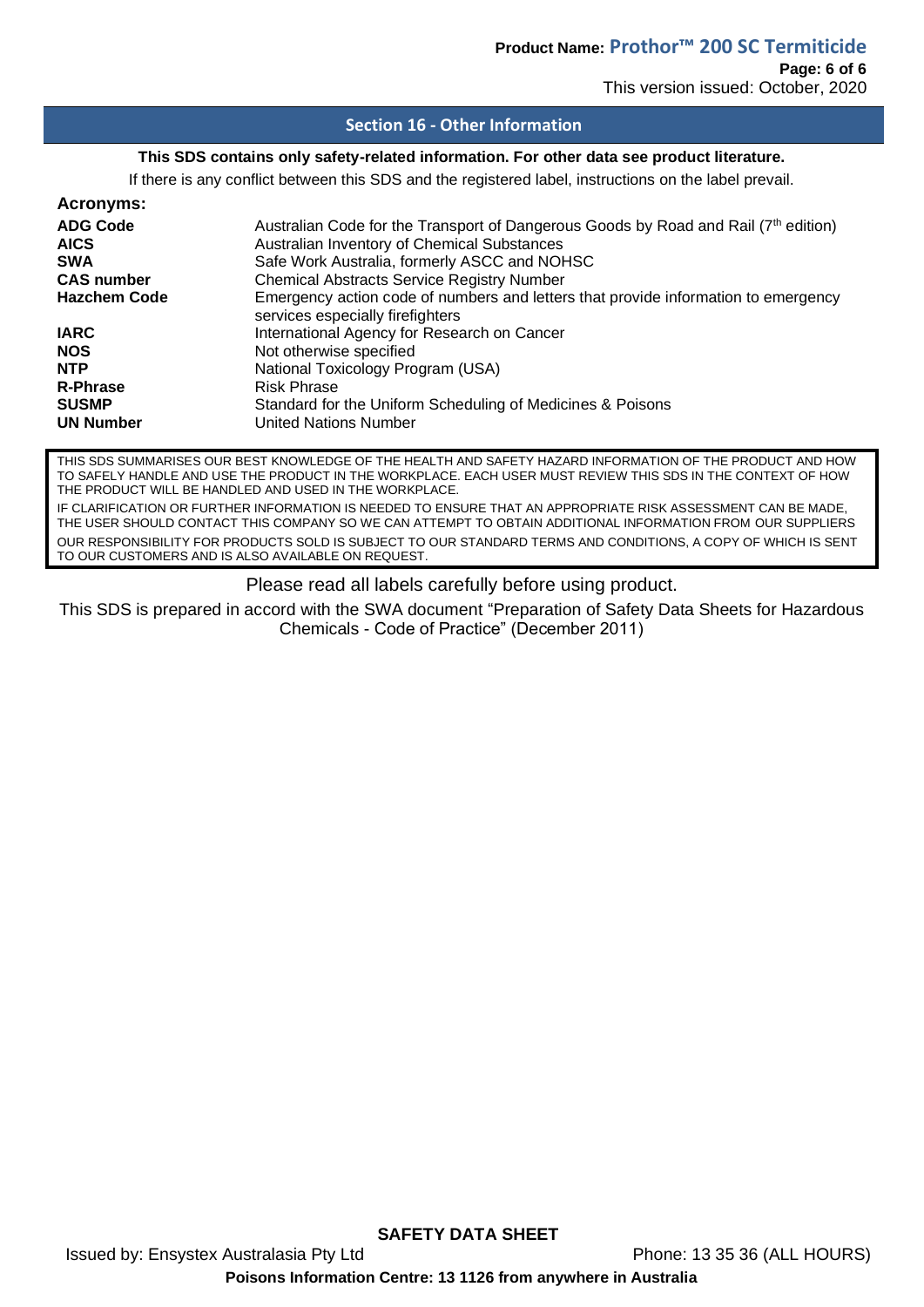## Section 16 - Other Information

**This SDS contains only safety-related information. For other data see product literature.**

If there is any conflict between this SDS and the registered label, instructions on the label prevail.

**Acronyms:**

| | |
|---|---|
| **ADG Code** | Australian Code for the Transport of Dangerous Goods by Road and Rail (7th edition) |
| **AICS** | Australian Inventory of Chemical Substances |
| **SWA** | Safe Work Australia, formerly ASCC and NOHSC |
| **CAS number** | Chemical Abstracts Service Registry Number |
| **Hazchem Code** | Emergency action code of numbers and letters that provide information to emergency services especially firefighters |
| **IARC** | International Agency for Research on Cancer |
| **NOS** | Not otherwise specified |
| **NTP** | National Toxicology Program (USA) |
| **R-Phrase** | Risk Phrase |
| **SUSMP** | Standard for the Uniform Scheduling of Medicines & Poisons |
| **UN Number** | United Nations Number |

THIS SDS SUMMARISES OUR BEST KNOWLEDGE OF THE HEALTH AND SAFETY HAZARD INFORMATION OF THE PRODUCT AND HOW TO SAFELY HANDLE AND USE THE PRODUCT IN THE WORKPLACE. EACH USER MUST REVIEW THIS SDS IN THE CONTEXT OF HOW THE PRODUCT WILL BE HANDLED AND USED IN THE WORKPLACE.

IF CLARIFICATION OR FURTHER INFORMATION IS NEEDED TO ENSURE THAT AN APPROPRIATE RISK ASSESSMENT CAN BE MADE, THE USER SHOULD CONTACT THIS COMPANY SO WE CAN ATTEMPT TO OBTAIN ADDITIONAL INFORMATION FROM OUR SUPPLIERS

OUR RESPONSIBILITY FOR PRODUCTS SOLD IS SUBJECT TO OUR STANDARD TERMS AND CONDITIONS, A COPY OF WHICH IS SENT TO OUR CUSTOMERS AND IS ALSO AVAILABLE ON REQUEST.

Please read all labels carefully before using product.

This SDS is prepared in accord with the SWA document "Preparation of Safety Data Sheets for Hazardous Chemicals - Code of Practice" (December 2011)